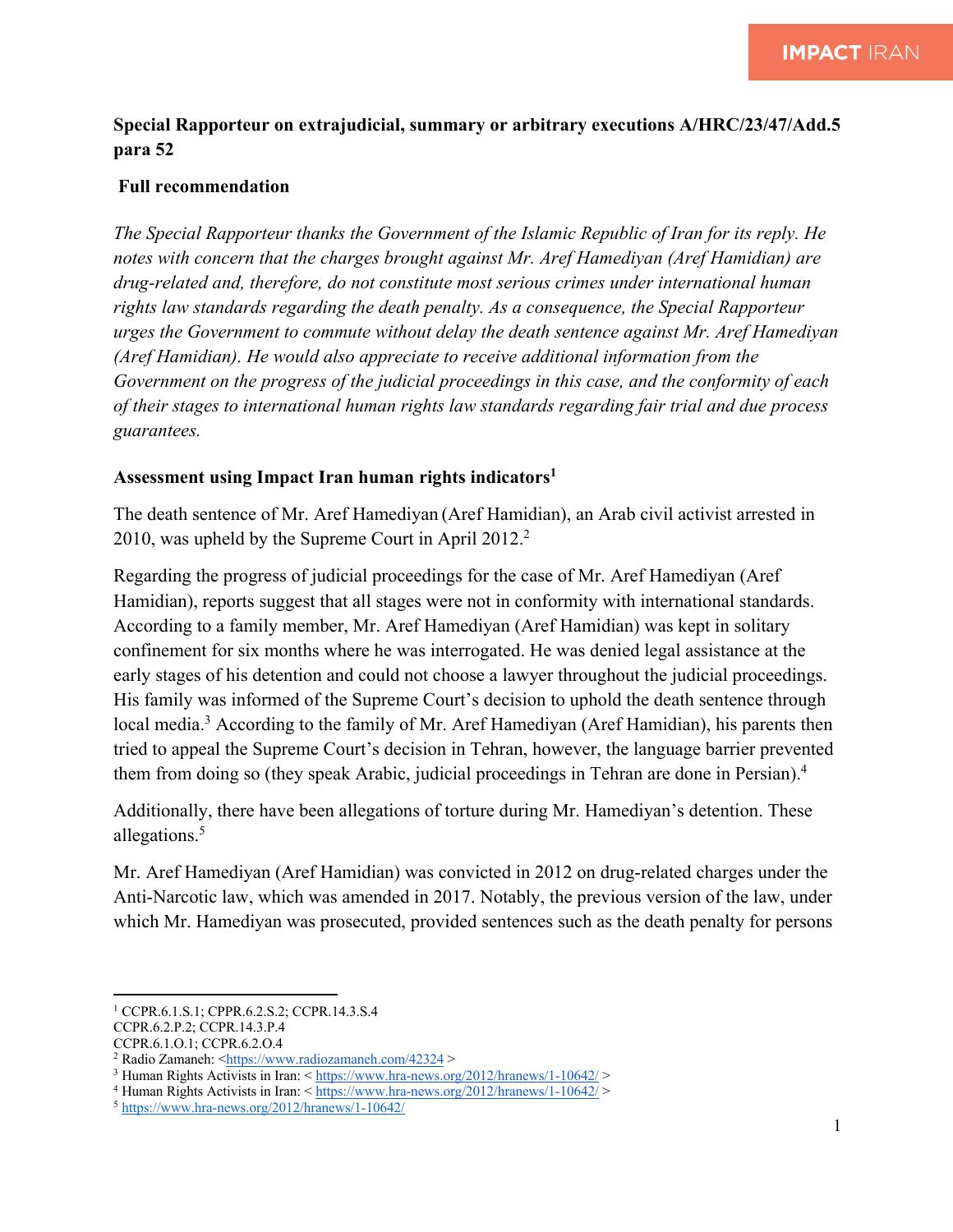**Special Rapporteur on extrajudicial, summary or arbitrary executions A/HRC/23/47/Add.5 para 52**

**Full recommendation**

*The Special Rapporteur thanks the Government of the Islamic Republic of Iran for its reply. He notes with concern that the charges brought against Mr. Aref Hamediyan (Aref Hamidian) are drug-related and, therefore, do not constitute most serious crimes under international human rights law standards regarding the death penalty. As a consequence, the Special Rapporteur urges the Government to commute without delay the death sentence against Mr. Aref Hamediyan (Aref Hamidian). He would also appreciate to receive additional information from the Government on the progress of the judicial proceedings in this case, and the conformity of each of their stages to international human rights law standards regarding fair trial and due process guarantees.*

**Assessment using Impact Iran human rights indicators**[1]

The death sentence of Mr. Aref Hamediyan (Aref Hamidian), an Arab civil activist arrested in 2010, was upheld by the Supreme Court in April 2012.[2]

Regarding the progress of judicial proceedings for the case of Mr. Aref Hamediyan (Aref Hamidian), reports suggest that all stages were not in conformity with international standards. According to a family member, Mr. Aref Hamediyan (Aref Hamidian) was kept in solitary confinement for six months where he was interrogated. He was denied legal assistance at the early stages of his detention and could not choose a lawyer throughout the judicial proceedings. His family was informed of the Supreme Court's decision to uphold the death sentence through local media.[3] According to the family of Mr. Aref Hamediyan (Aref Hamidian), his parents then tried to appeal the Supreme Court's decision in Tehran, however, the language barrier prevented them from doing so (they speak Arabic, judicial proceedings in Tehran are done in Persian).[4]

Additionally, there have been allegations of torture during Mr. Hamediyan's detention. These allegations.[5]

Mr. Aref Hamediyan (Aref Hamidian) was convicted in 2012 on drug-related charges under the Anti-Narcotic law, which was amended in 2017. Notably, the previous version of the law, under which Mr. Hamediyan was prosecuted, provided sentences such as the death penalty for persons

---

[1] CCPR.6.1.S.1; CPPR.6.2.S.2; CCPR.14.3.S.4
CCPR.6.2.P.2; CCPR.14.3.P.4
CCPR.6.1.O.1; CCPR.6.2.O.4

[2] Radio Zamaneh: <https://www.radiozamaneh.com/42324 >

[3] Human Rights Activists in Iran: < https://www.hra-news.org/2012/hranews/1-10642/ >

[4] Human Rights Activists in Iran: < https://www.hra-news.org/2012/hranews/1-10642/ >

[5] https://www.hra-news.org/2012/hranews/1-10642/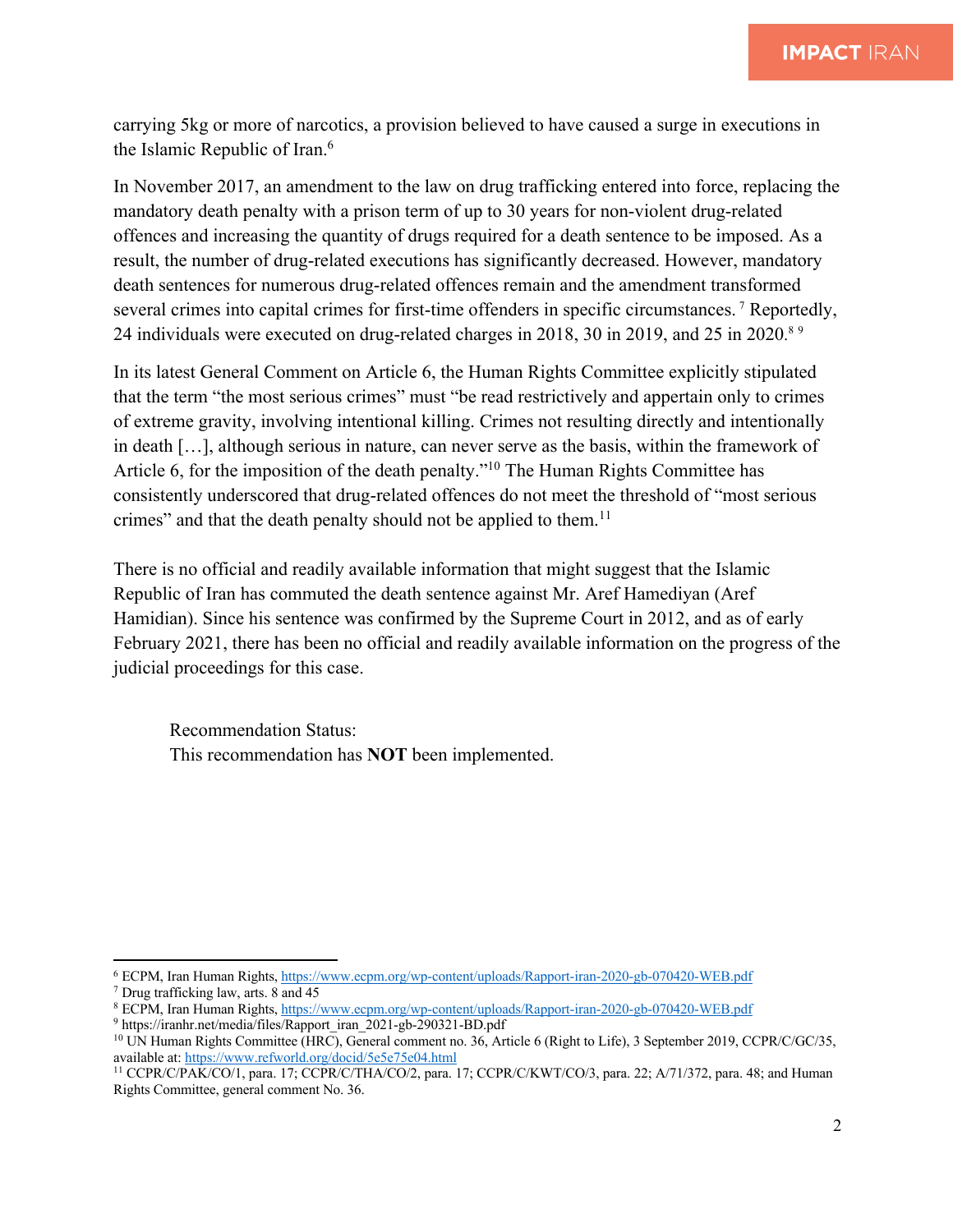carrying 5kg or more of narcotics, a provision believed to have caused a surge in executions in the Islamic Republic of Iran.[6]

In November 2017, an amendment to the law on drug trafficking entered into force, replacing the mandatory death penalty with a prison term of up to 30 years for non-violent drug-related offences and increasing the quantity of drugs required for a death sentence to be imposed. As a result, the number of drug-related executions has significantly decreased. However, mandatory death sentences for numerous drug-related offences remain and the amendment transformed several crimes into capital crimes for first-time offenders in specific circumstances.[7] Reportedly, 24 individuals were executed on drug-related charges in 2018, 30 in 2019, and 25 in 2020.[8] [9]

In its latest General Comment on Article 6, the Human Rights Committee explicitly stipulated that the term "the most serious crimes" must "be read restrictively and appertain only to crimes of extreme gravity, involving intentional killing. Crimes not resulting directly and intentionally in death […], although serious in nature, can never serve as the basis, within the framework of Article 6, for the imposition of the death penalty."[10] The Human Rights Committee has consistently underscored that drug-related offences do not meet the threshold of "most serious crimes" and that the death penalty should not be applied to them.[11]

There is no official and readily available information that might suggest that the Islamic Republic of Iran has commuted the death sentence against Mr. Aref Hamediyan (Aref Hamidian). Since his sentence was confirmed by the Supreme Court in 2012, and as of early February 2021, there has been no official and readily available information on the progress of the judicial proceedings for this case.

> Recommendation Status:
> This recommendation has **NOT** been implemented.

---

[6] ECPM, Iran Human Rights, https://www.ecpm.org/wp-content/uploads/Rapport-iran-2020-gb-070420-WEB.pdf
[7] Drug trafficking law, arts. 8 and 45
[8] ECPM, Iran Human Rights, https://www.ecpm.org/wp-content/uploads/Rapport-iran-2020-gb-070420-WEB.pdf
[9] https://iranhr.net/media/files/Rapport_iran_2021-gb-290321-BD.pdf
[10] UN Human Rights Committee (HRC), General comment no. 36, Article 6 (Right to Life), 3 September 2019, CCPR/C/GC/35, available at: https://www.refworld.org/docid/5e5e75e04.html
[11] CCPR/C/PAK/CO/1, para. 17; CCPR/C/THA/CO/2, para. 17; CCPR/C/KWT/CO/3, para. 22; A/71/372, para. 48; and Human Rights Committee, general comment No. 36.